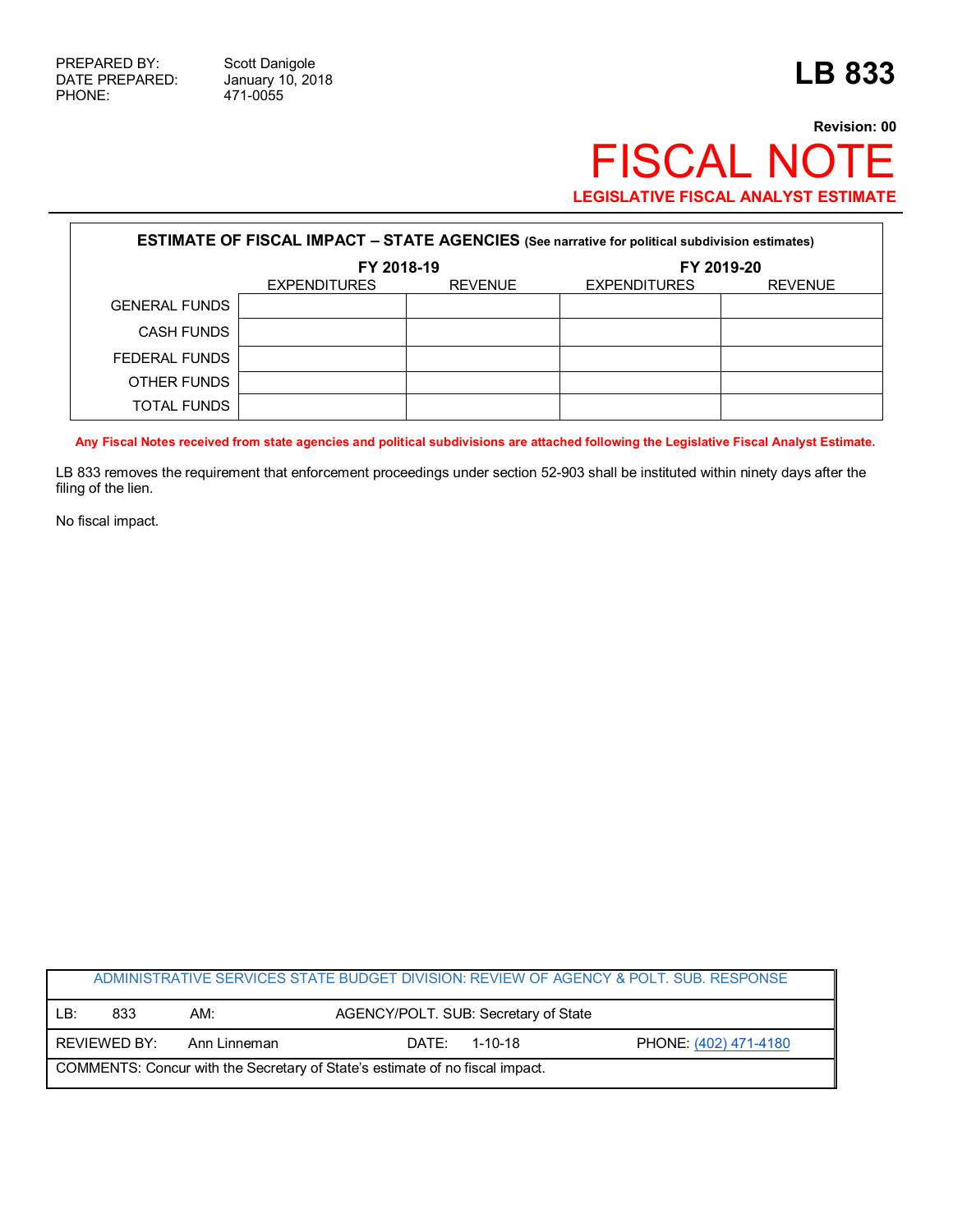PREPARED BY: Scott Danigole
DATE PREPARED: January 10, 2018
PHONE: 471-0055

# LB 833

**Revision: 00**

# FISCAL NOTE

**LEGISLATIVE FISCAL ANALYST ESTIMATE**

**ESTIMATE OF FISCAL IMPACT – STATE AGENCIES** (See narrative for political subdivision estimates)

| | FY 2018-19 | | FY 2019-20 | |
|---|---|---|---|---|
| | EXPENDITURES | REVENUE | EXPENDITURES | REVENUE |
| GENERAL FUNDS | | | | |
| CASH FUNDS | | | | |
| FEDERAL FUNDS | | | | |
| OTHER FUNDS | | | | |
| TOTAL FUNDS | | | | |

**Any Fiscal Notes received from state agencies and political subdivisions are attached following the Legislative Fiscal Analyst Estimate.**

LB 833 removes the requirement that enforcement proceedings under section 52-903 shall be instituted within ninety days after the filing of the lien.

No fiscal impact.

| ADMINISTRATIVE SERVICES STATE BUDGET DIVISION: REVIEW OF AGENCY & POLT. SUB. RESPONSE | | | |
|---|---|---|---|
| LB: 833 | AM: | AGENCY/POLT. SUB: Secretary of State | |
| REVIEWED BY: Ann Linneman | | DATE: 1-10-18 | PHONE: (402) 471-4180 |
| COMMENTS: Concur with the Secretary of State's estimate of no fiscal impact. | | | |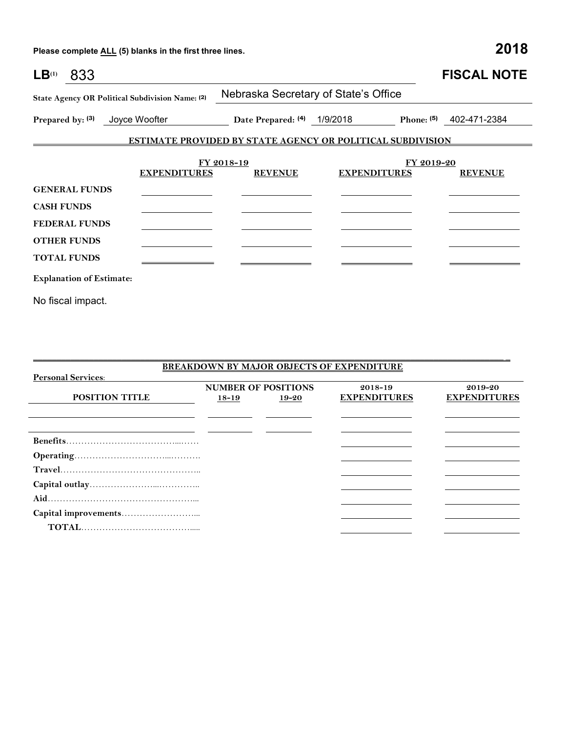Please complete ALL (5) blanks in the first three lines.

**2018**

# LB[(1)] 833

# FISCAL NOTE

**State Agency OR Political Subdivision Name:** [(2)] Nebraska Secretary of State's Office

**Prepared by:** [(3)] Joyce Woofter **Date Prepared:** [(4)] 1/9/2018 **Phone:** [(5)] 402-471-2384

## ESTIMATE PROVIDED BY STATE AGENCY OR POLITICAL SUBDIVISION

| | FY 2018-19 | | FY 2019-20 | |
|---|---|---|---|---|
| | **EXPENDITURES** | **REVENUE** | **EXPENDITURES** | **REVENUE** |
| **GENERAL FUNDS** | | | | |
| **CASH FUNDS** | | | | |
| **FEDERAL FUNDS** | | | | |
| **OTHER FUNDS** | | | | |
| **TOTAL FUNDS** | | | | |

**Explanation of Estimate:**

No fiscal impact.

## BREAKDOWN BY MAJOR OBJECTS OF EXPENDITURE

**Personal Services:**

| POSITION TITLE | NUMBER OF POSITIONS 18-19 | NUMBER OF POSITIONS 19-20 | 2018-19 EXPENDITURES | 2019-20 EXPENDITURES |
|---|---|---|---|---|
| | | | | |
| | | | | |
| **Benefits** | | | | |
| **Operating** | | | | |
| **Travel** | | | | |
| **Capital outlay** | | | | |
| **Aid** | | | | |
| **Capital improvements** | | | | |
| **TOTAL** | | | | |